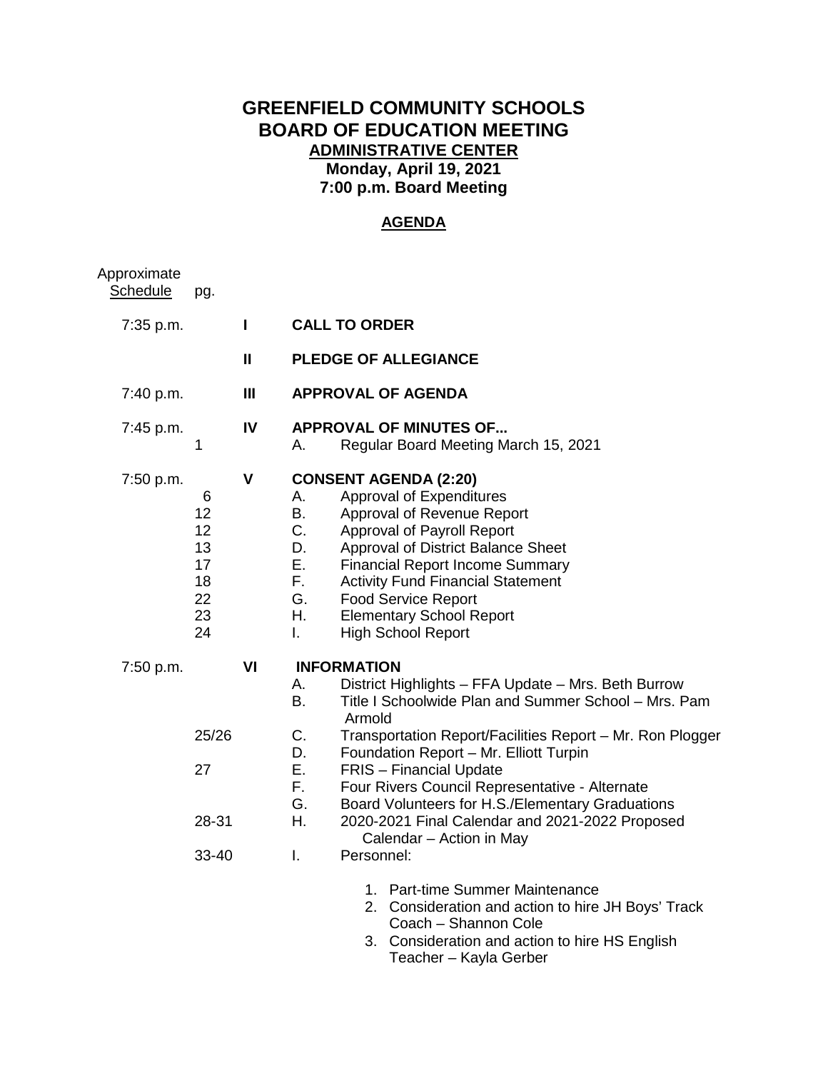# GREENFIELD COMMUNITY SCHOOLS
# BOARD OF EDUCATION MEETING

**ADMINISTRATIVE CENTER**
**Monday, April 19, 2021**
**7:00 p.m. Board Meeting**

## AGENDA

| Approximate Schedule | pg. | | | |
|---|---|---|---|---|
| 7:35 p.m. | | **I** | **CALL TO ORDER** | |
| | | **II** | **PLEDGE OF ALLEGIANCE** | |
| 7:40 p.m. | | **III** | **APPROVAL OF AGENDA** | |
| 7:45 p.m. | | **IV** | **APPROVAL OF MINUTES OF...** | |
| | 1 | | A. | Regular Board Meeting March 15, 2021 |
| 7:50 p.m. | | **V** | **CONSENT AGENDA (2:20)** | |
| | 6 | | A. | Approval of Expenditures |
| | 12 | | B. | Approval of Revenue Report |
| | 12 | | C. | Approval of Payroll Report |
| | 13 | | D. | Approval of District Balance Sheet |
| | 17 | | E. | Financial Report Income Summary |
| | 18 | | F. | Activity Fund Financial Statement |
| | 22 | | G. | Food Service Report |
| | 23 | | H. | Elementary School Report |
| | 24 | | I. | High School Report |
| 7:50 p.m. | | **VI** | **INFORMATION** | |
| | | | A. | District Highlights – FFA Update – Mrs. Beth Burrow |
| | | | B. | Title I Schoolwide Plan and Summer School – Mrs. Pam Armold |
| | 25/26 | | C. | Transportation Report/Facilities Report – Mr. Ron Plogger |
| | | | D. | Foundation Report – Mr. Elliott Turpin |
| | 27 | | E. | FRIS – Financial Update |
| | | | F. | Four Rivers Council Representative - Alternate |
| | | | G. | Board Volunteers for H.S./Elementary Graduations |
| | 28-31 | | H. | 2020-2021 Final Calendar and 2021-2022 Proposed Calendar – Action in May |
| | 33-40 | | I. | Personnel: |

1. Part-time Summer Maintenance
2. Consideration and action to hire JH Boys' Track Coach – Shannon Cole
3. Consideration and action to hire HS English Teacher – Kayla Gerber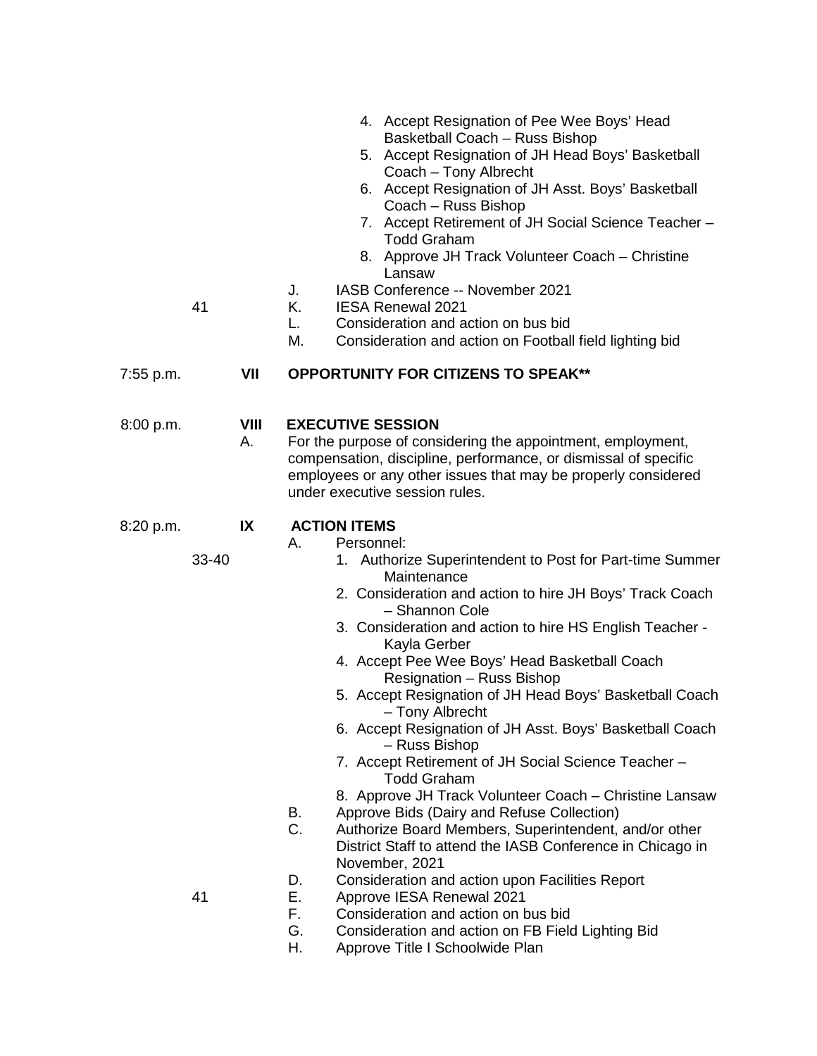4. Accept Resignation of Pee Wee Boys' Head Basketball Coach – Russ Bishop
5. Accept Resignation of JH Head Boys' Basketball Coach – Tony Albrecht
6. Accept Resignation of JH Asst. Boys' Basketball Coach – Russ Bishop
7. Accept Retirement of JH Social Science Teacher – Todd Graham
8. Approve JH Track Volunteer Coach – Christine Lansaw

J. IASB Conference -- November 2021

41 K. IESA Renewal 2021

L. Consideration and action on bus bid

M. Consideration and action on Football field lighting bid

7:55 p.m. **VII OPPORTUNITY FOR CITIZENS TO SPEAK****

8:00 p.m. **VIII EXECUTIVE SESSION**

A. For the purpose of considering the appointment, employment, compensation, discipline, performance, or dismissal of specific employees or any other issues that may be properly considered under executive session rules.

8:20 p.m. **IX ACTION ITEMS**

A. Personnel:

33-40

1. Authorize Superintendent to Post for Part-time Summer Maintenance
2. Consideration and action to hire JH Boys' Track Coach – Shannon Cole
3. Consideration and action to hire HS English Teacher - Kayla Gerber
4. Accept Pee Wee Boys' Head Basketball Coach Resignation – Russ Bishop
5. Accept Resignation of JH Head Boys' Basketball Coach – Tony Albrecht
6. Accept Resignation of JH Asst. Boys' Basketball Coach – Russ Bishop
7. Accept Retirement of JH Social Science Teacher – Todd Graham
8. Approve JH Track Volunteer Coach – Christine Lansaw

B. Approve Bids (Dairy and Refuse Collection)

C. Authorize Board Members, Superintendent, and/or other District Staff to attend the IASB Conference in Chicago in November, 2021

D. Consideration and action upon Facilities Report

41 E. Approve IESA Renewal 2021

F. Consideration and action on bus bid

G. Consideration and action on FB Field Lighting Bid

H. Approve Title I Schoolwide Plan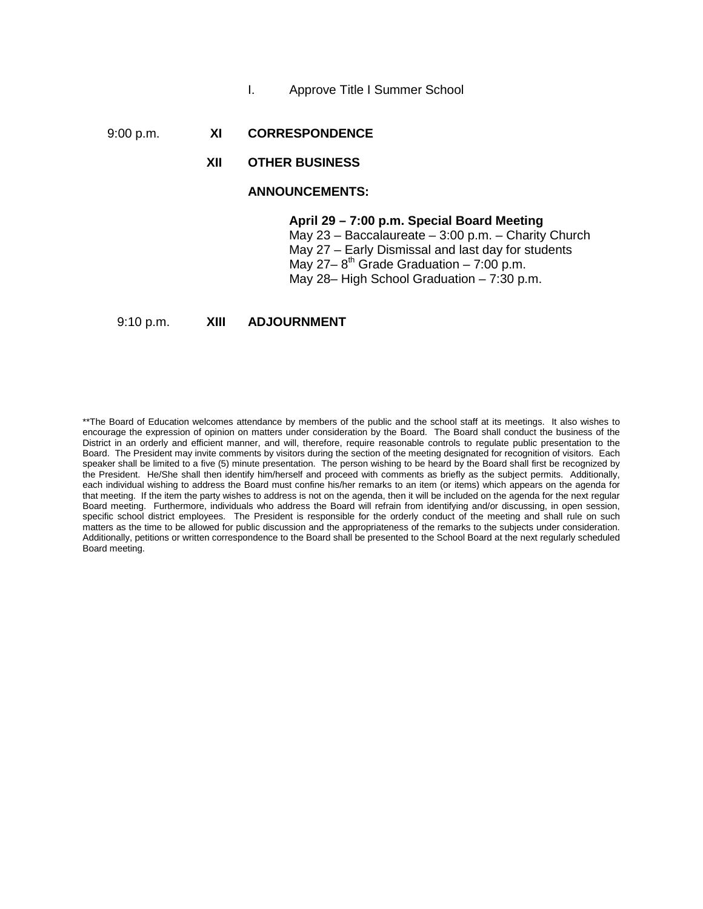I. Approve Title I Summer School

9:00 p.m. **XI CORRESPONDENCE**

**XII OTHER BUSINESS**

**ANNOUNCEMENTS:**

**April 29 – 7:00 p.m. Special Board Meeting**
May 23 – Baccalaureate – 3:00 p.m. – Charity Church
May 27 – Early Dismissal and last day for students
May 27– 8th Grade Graduation – 7:00 p.m.
May 28– High School Graduation – 7:30 p.m.

9:10 p.m. **XIII ADJOURNMENT**

**The Board of Education welcomes attendance by members of the public and the school staff at its meetings. It also wishes to encourage the expression of opinion on matters under consideration by the Board. The Board shall conduct the business of the District in an orderly and efficient manner, and will, therefore, require reasonable controls to regulate public presentation to the Board. The President may invite comments by visitors during the section of the meeting designated for recognition of visitors. Each speaker shall be limited to a five (5) minute presentation. The person wishing to be heard by the Board shall first be recognized by the President. He/She shall then identify him/herself and proceed with comments as briefly as the subject permits. Additionally, each individual wishing to address the Board must confine his/her remarks to an item (or items) which appears on the agenda for that meeting. If the item the party wishes to address is not on the agenda, then it will be included on the agenda for the next regular Board meeting. Furthermore, individuals who address the Board will refrain from identifying and/or discussing, in open session, specific school district employees. The President is responsible for the orderly conduct of the meeting and shall rule on such matters as the time to be allowed for public discussion and the appropriateness of the remarks to the subjects under consideration. Additionally, petitions or written correspondence to the Board shall be presented to the School Board at the next regularly scheduled Board meeting.